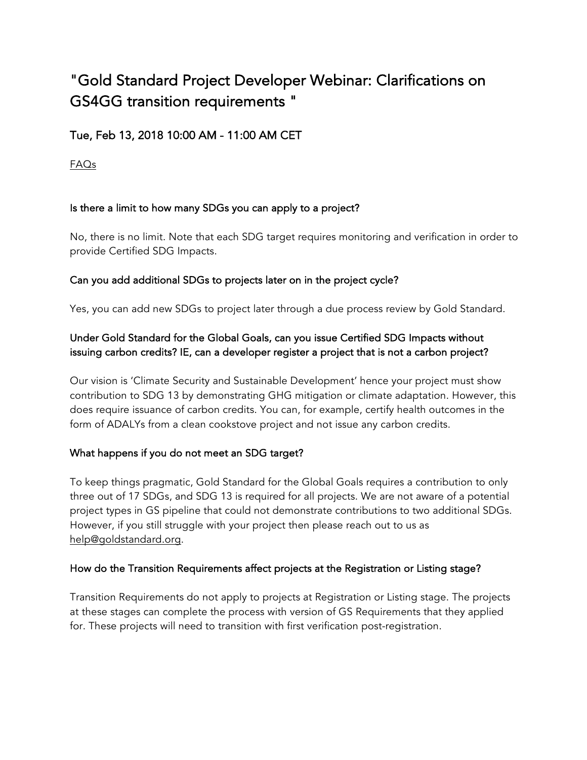# "Gold Standard Project Developer Webinar: Clarifications on GS4GG transition requirements "

## Tue, Feb 13, 2018 10:00 AM - 11:00 AM CET

FAQs

### Is there a limit to how many SDGs you can apply to a project?

No, there is no limit. Note that each SDG target requires monitoring and verification in order to provide Certified SDG Impacts.

### Can you add additional SDGs to projects later on in the project cycle?

Yes, you can add new SDGs to project later through a due process review by Gold Standard.

### Under Gold Standard for the Global Goals, can you issue Certified SDG Impacts without issuing carbon credits? IE, can a developer register a project that is not a carbon project?

Our vision is 'Climate Security and Sustainable Development' hence your project must show contribution to SDG 13 by demonstrating GHG mitigation or climate adaptation. However, this does require issuance of carbon credits. You can, for example, certify health outcomes in the form of ADALYs from a clean cookstove project and not issue any carbon credits.

### What happens if you do not meet an SDG target?

To keep things pragmatic, Gold Standard for the Global Goals requires a contribution to only three out of 17 SDGs, and SDG 13 is required for all projects. We are not aware of a potential project types in GS pipeline that could not demonstrate contributions to two additional SDGs. However, if you still struggle with your project then please reach out to us as help@goldstandard.org.

### How do the Transition Requirements affect projects at the Registration or Listing stage?

Transition Requirements do not apply to projects at Registration or Listing stage. The projects at these stages can complete the process with version of GS Requirements that they applied for. These projects will need to transition with first verification post-registration.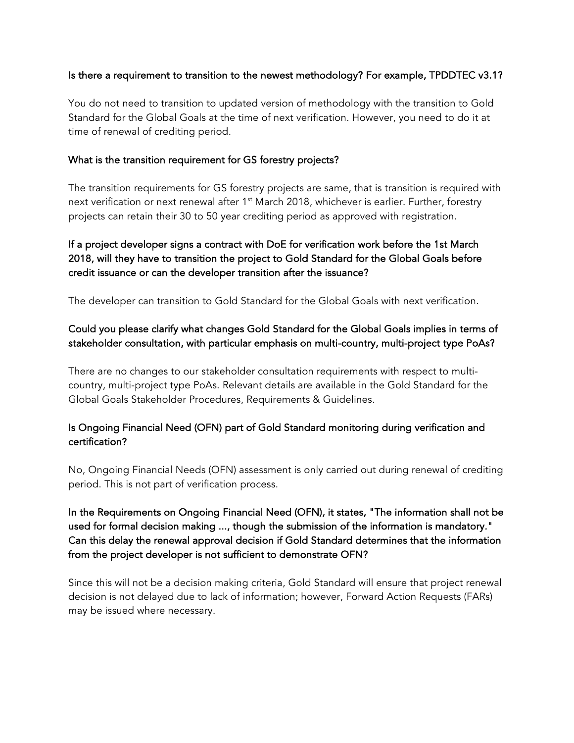**Is there a requirement to transition to the newest methodology? For example, TPDDTEC v3.1?**

You do not need to transition to updated version of methodology with the transition to Gold Standard for the Global Goals at the time of next verification. However, you need to do it at time of renewal of crediting period.

**What is the transition requirement for GS forestry projects?**

The transition requirements for GS forestry projects are same, that is transition is required with next verification or next renewal after 1st March 2018, whichever is earlier. Further, forestry projects can retain their 30 to 50 year crediting period as approved with registration.

**If a project developer signs a contract with DoE for verification work before the 1st March 2018, will they have to transition the project to Gold Standard for the Global Goals before credit issuance or can the developer transition after the issuance?**

The developer can transition to Gold Standard for the Global Goals with next verification.

**Could you please clarify what changes Gold Standard for the Global Goals implies in terms of stakeholder consultation, with particular emphasis on multi-country, multi-project type PoAs?**

There are no changes to our stakeholder consultation requirements with respect to multi-country, multi-project type PoAs. Relevant details are available in the Gold Standard for the Global Goals Stakeholder Procedures, Requirements & Guidelines.

**Is Ongoing Financial Need (OFN) part of Gold Standard monitoring during verification and certification?**

No, Ongoing Financial Needs (OFN) assessment is only carried out during renewal of crediting period. This is not part of verification process.

**In the Requirements on Ongoing Financial Need (OFN), it states, "The information shall not be used for formal decision making ..., though the submission of the information is mandatory." Can this delay the renewal approval decision if Gold Standard determines that the information from the project developer is not sufficient to demonstrate OFN?**

Since this will not be a decision making criteria, Gold Standard will ensure that project renewal decision is not delayed due to lack of information; however, Forward Action Requests (FARs) may be issued where necessary.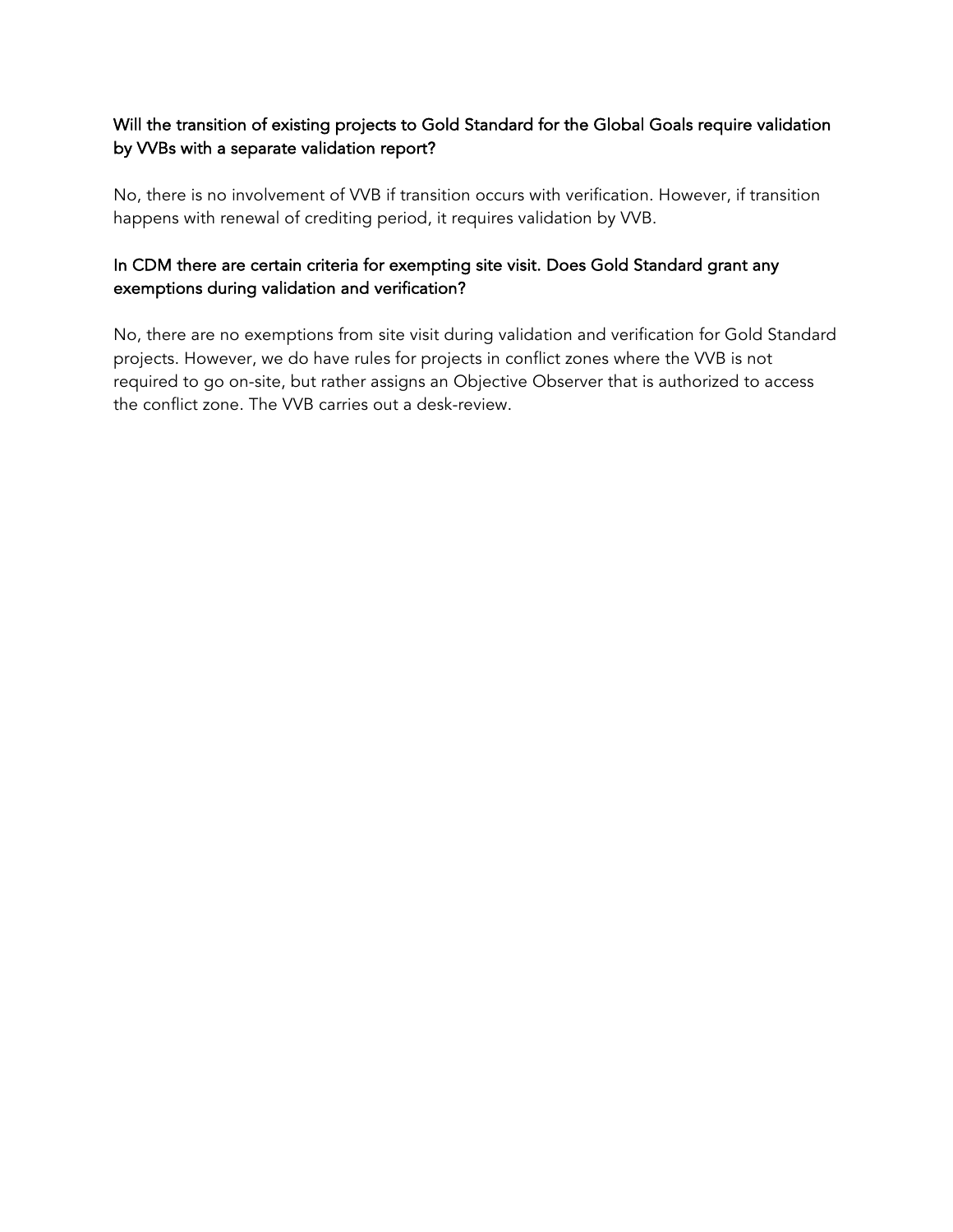### Will the transition of existing projects to Gold Standard for the Global Goals require validation by VVBs with a separate validation report?

No, there is no involvement of VVB if transition occurs with verification. However, if transition happens with renewal of crediting period, it requires validation by VVB.

### In CDM there are certain criteria for exempting site visit. Does Gold Standard grant any exemptions during validation and verification?

No, there are no exemptions from site visit during validation and verification for Gold Standard projects. However, we do have rules for projects in conflict zones where the VVB is not required to go on-site, but rather assigns an Objective Observer that is authorized to access the conflict zone. The VVB carries out a desk-review.